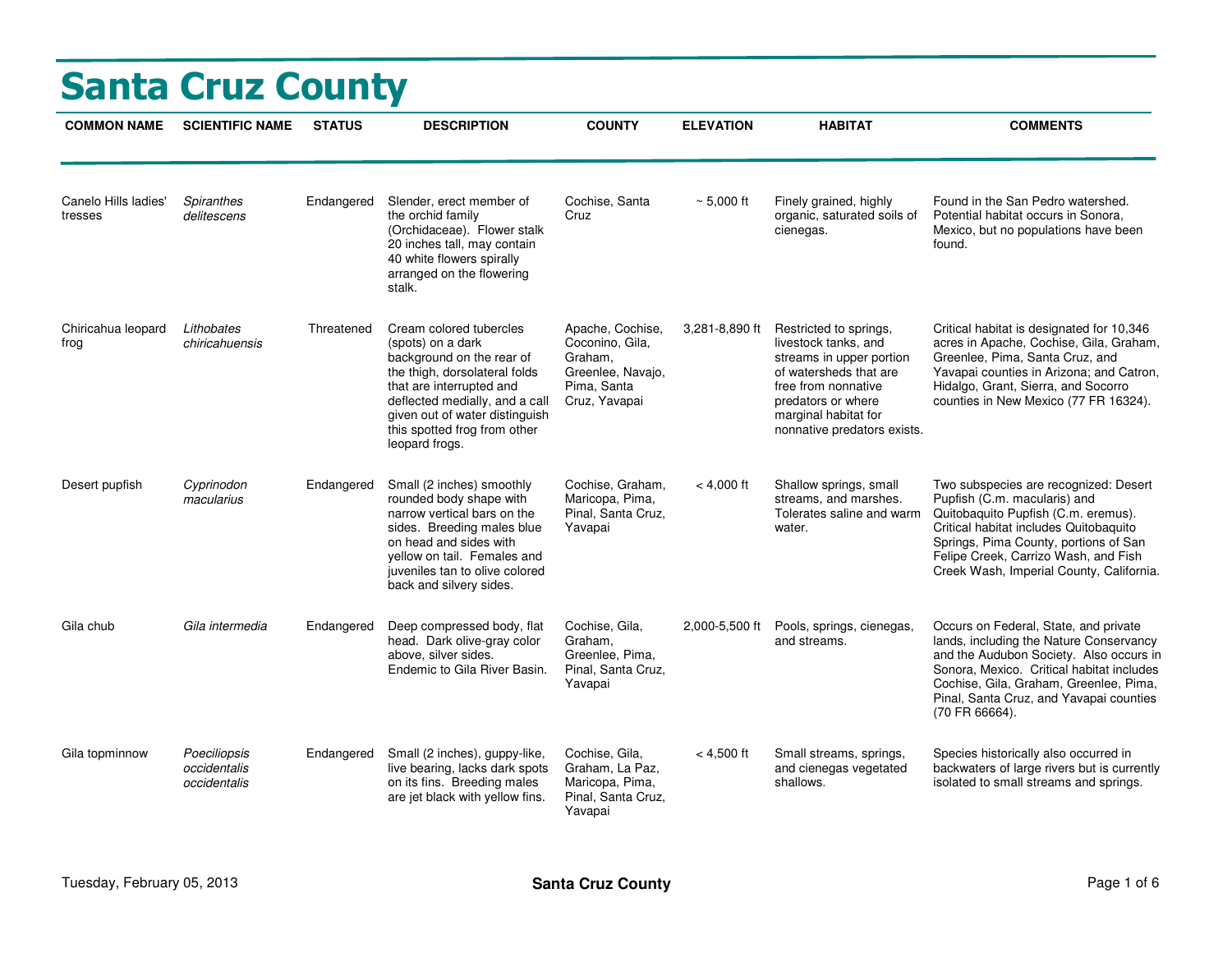# Santa Cruz County

| COMMON NAME | SCIENTIFIC NAME | STATUS | DESCRIPTION | COUNTY | ELEVATION | HABITAT | COMMENTS |
|---|---|---|---|---|---|---|---|
| Canelo Hills ladies' tresses | *Spiranthes delitescens* | Endangered | Slender, erect member of the orchid family (Orchidaceae). Flower stalk 20 inches tall, may contain 40 white flowers spirally arranged on the flowering stalk. | Cochise, Santa Cruz | ~ 5,000 ft | Finely grained, highly organic, saturated soils of cienegas. | Found in the San Pedro watershed. Potential habitat occurs in Sonora, Mexico, but no populations have been found. |
| Chiricahua leopard frog | *Lithobates chiricahuensis* | Threatened | Cream colored tubercles (spots) on a dark background on the rear of the thigh, dorsolateral folds that are interrupted and deflected medially, and a call given out of water distinguish this spotted frog from other leopard frogs. | Apache, Cochise, Coconino, Gila, Graham, Greenlee, Navajo, Pima, Santa Cruz, Yavapai | 3,281-8,890 ft | Restricted to springs, livestock tanks, and streams in upper portion of watersheds that are free from nonnative predators or where marginal habitat for nonnative predators exists. | Critical habitat is designated for 10,346 acres in Apache, Cochise, Gila, Graham, Greenlee, Pima, Santa Cruz, and Yavapai counties in Arizona; and Catron, Hidalgo, Grant, Sierra, and Socorro counties in New Mexico (77 FR 16324). |
| Desert pupfish | *Cyprinodon macularius* | Endangered | Small (2 inches) smoothly rounded body shape with narrow vertical bars on the sides. Breeding males blue on head and sides with yellow on tail. Females and juveniles tan to olive colored back and silvery sides. | Cochise, Graham, Maricopa, Pima, Pinal, Santa Cruz, Yavapai | < 4,000 ft | Shallow springs, small streams, and marshes. Tolerates saline and warm water. | Two subspecies are recognized: Desert Pupfish (C.m. macularis) and Quitobaquito Pupfish (C.m. eremus). Critical habitat includes Quitobaquito Springs, Pima County, portions of San Felipe Creek, Carrizo Wash, and Fish Creek Wash, Imperial County, California. |
| Gila chub | *Gila intermedia* | Endangered | Deep compressed body, flat head. Dark olive-gray color above, silver sides. Endemic to Gila River Basin. | Cochise, Gila, Graham, Greenlee, Pima, Pinal, Santa Cruz, Yavapai | 2,000-5,500 ft | Pools, springs, cienegas, and streams. | Occurs on Federal, State, and private lands, including the Nature Conservancy and the Audubon Society. Also occurs in Sonora, Mexico. Critical habitat includes Cochise, Gila, Graham, Greenlee, Pima, Pinal, Santa Cruz, and Yavapai counties (70 FR 66664). |
| Gila topminnow | *Poeciliopsis occidentalis occidentalis* | Endangered | Small (2 inches), guppy-like, live bearing, lacks dark spots on its fins. Breeding males are jet black with yellow fins. | Cochise, Gila, Graham, La Paz, Maricopa, Pima, Pinal, Santa Cruz, Yavapai | < 4,500 ft | Small streams, springs, and cienegas vegetated shallows. | Species historically also occurred in backwaters of large rivers but is currently isolated to small streams and springs. |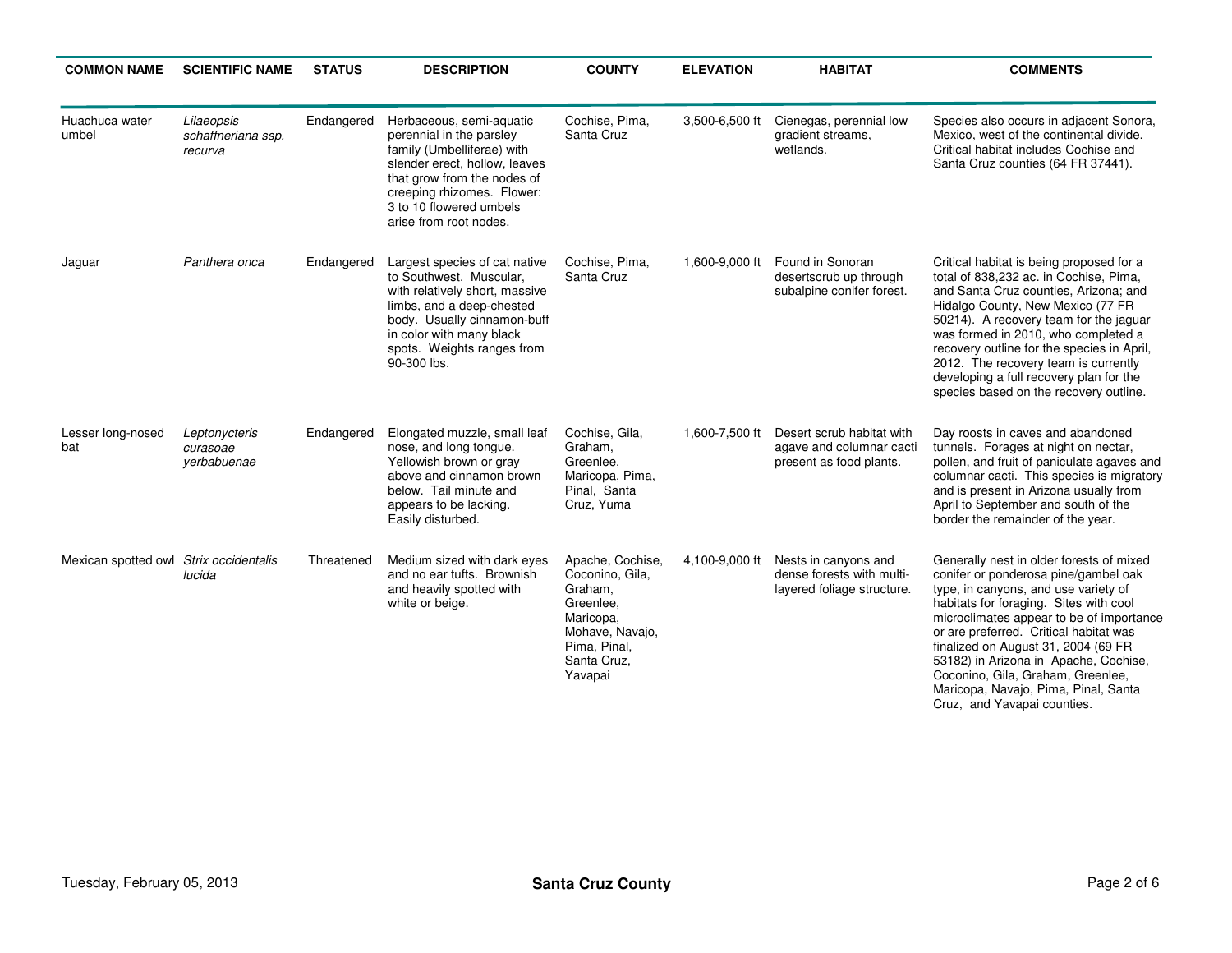| COMMON NAME | SCIENTIFIC NAME | STATUS | DESCRIPTION | COUNTY | ELEVATION | HABITAT | COMMENTS |
|---|---|---|---|---|---|---|---|
| Huachuca water umbel | *Lilaeopsis schaffneriana ssp. recurva* | Endangered | Herbaceous, semi-aquatic perennial in the parsley family (Umbelliferae) with slender erect, hollow, leaves that grow from the nodes of creeping rhizomes. Flower: 3 to 10 flowered umbels arise from root nodes. | Cochise, Pima, Santa Cruz | 3,500-6,500 ft | Cienegas, perennial low gradient streams, wetlands. | Species also occurs in adjacent Sonora, Mexico, west of the continental divide. Critical habitat includes Cochise and Santa Cruz counties (64 FR 37441). |
| Jaguar | *Panthera onca* | Endangered | Largest species of cat native to Southwest. Muscular, with relatively short, massive limbs, and a deep-chested body. Usually cinnamon-buff in color with many black spots. Weights ranges from 90-300 lbs. | Cochise, Pima, Santa Cruz | 1,600-9,000 ft | Found in Sonoran desertscrub up through subalpine conifer forest. | Critical habitat is being proposed for a total of 838,232 ac. in Cochise, Pima, and Santa Cruz counties, Arizona; and Hidalgo County, New Mexico (77 FR 50214). A recovery team for the jaguar was formed in 2010, who completed a recovery outline for the species in April, 2012. The recovery team is currently developing a full recovery plan for the species based on the recovery outline. |
| Lesser long-nosed bat | *Leptonycteris curasoae yerbabuenae* | Endangered | Elongated muzzle, small leaf nose, and long tongue. Yellowish brown or gray above and cinnamon brown below. Tail minute and appears to be lacking. Easily disturbed. | Cochise, Gila, Graham, Greenlee, Maricopa, Pima, Pinal, Santa Cruz, Yuma | 1,600-7,500 ft | Desert scrub habitat with agave and columnar cacti present as food plants. | Day roosts in caves and abandoned tunnels. Forages at night on nectar, pollen, and fruit of paniculate agaves and columnar cacti. This species is migratory and is present in Arizona usually from April to September and south of the border the remainder of the year. |
| Mexican spotted owl | *Strix occidentalis lucida* | Threatened | Medium sized with dark eyes and no ear tufts. Brownish and heavily spotted with white or beige. | Apache, Cochise, Coconino, Gila, Graham, Greenlee, Maricopa, Mohave, Navajo, Pima, Pinal, Santa Cruz, Yavapai | 4,100-9,000 ft | Nests in canyons and dense forests with multi-layered foliage structure. | Generally nest in older forests of mixed conifer or ponderosa pine/gambel oak type, in canyons, and use variety of habitats for foraging. Sites with cool microclimates appear to be of importance or are preferred. Critical habitat was finalized on August 31, 2004 (69 FR 53182) in Arizona in Apache, Cochise, Coconino, Gila, Graham, Greenlee, Maricopa, Navajo, Pima, Pinal, Santa Cruz, and Yavapai counties. |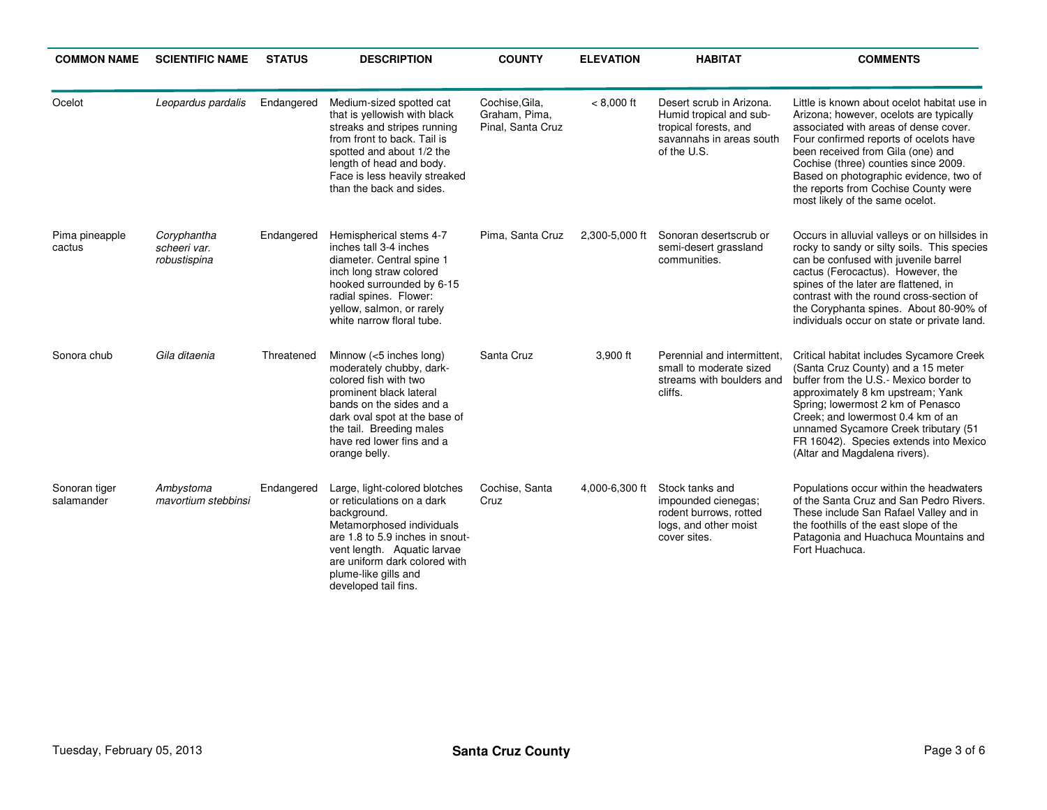| COMMON NAME | SCIENTIFIC NAME | STATUS | DESCRIPTION | COUNTY | ELEVATION | HABITAT | COMMENTS |
|---|---|---|---|---|---|---|---|
| Ocelot | *Leopardus pardalis* | Endangered | Medium-sized spotted cat that is yellowish with black streaks and stripes running from front to back. Tail is spotted and about 1/2 the length of head and body. Face is less heavily streaked than the back and sides. | Cochise,Gila, Graham, Pima, Pinal, Santa Cruz | < 8,000 ft | Desert scrub in Arizona. Humid tropical and sub-tropical forests, and savannahs in areas south of the U.S. | Little is known about ocelot habitat use in Arizona; however, ocelots are typically associated with areas of dense cover. Four confirmed reports of ocelots have been received from Gila (one) and Cochise (three) counties since 2009. Based on photographic evidence, two of the reports from Cochise County were most likely of the same ocelot. |
| Pima pineapple cactus | *Coryphantha scheeri var. robustispina* | Endangered | Hemispherical stems 4-7 inches tall 3-4 inches diameter. Central spine 1 inch long straw colored hooked surrounded by 6-15 radial spines. Flower: yellow, salmon, or rarely white narrow floral tube. | Pima, Santa Cruz | 2,300-5,000 ft | Sonoran desertscrub or semi-desert grassland communities. | Occurs in alluvial valleys or on hillsides in rocky to sandy or silty soils. This species can be confused with juvenile barrel cactus (Ferocactus). However, the spines of the later are flattened, in contrast with the round cross-section of the Coryphanta spines. About 80-90% of individuals occur on state or private land. |
| Sonora chub | *Gila ditaenia* | Threatened | Minnow (<5 inches long) moderately chubby, dark-colored fish with two prominent black lateral bands on the sides and a dark oval spot at the base of the tail. Breeding males have red lower fins and a orange belly. | Santa Cruz | 3,900 ft | Perennial and intermittent, small to moderate sized streams with boulders and cliffs. | Critical habitat includes Sycamore Creek (Santa Cruz County) and a 15 meter buffer from the U.S.- Mexico border to approximately 8 km upstream; Yank Spring; lowermost 2 km of Penasco Creek; and lowermost 0.4 km of an unnamed Sycamore Creek tributary (51 FR 16042). Species extends into Mexico (Altar and Magdalena rivers). |
| Sonoran tiger salamander | *Ambystoma mavortium stebbinsi* | Endangered | Large, light-colored blotches or reticulations on a dark background. Metamorphosed individuals are 1.8 to 5.9 inches in snout-vent length. Aquatic larvae are uniform dark colored with plume-like gills and developed tail fins. | Cochise, Santa Cruz | 4,000-6,300 ft | Stock tanks and impounded cienegas; rodent burrows, rotted logs, and other moist cover sites. | Populations occur within the headwaters of the Santa Cruz and San Pedro Rivers. These include San Rafael Valley and in the foothills of the east slope of the Patagonia and Huachuca Mountains and Fort Huachuca. |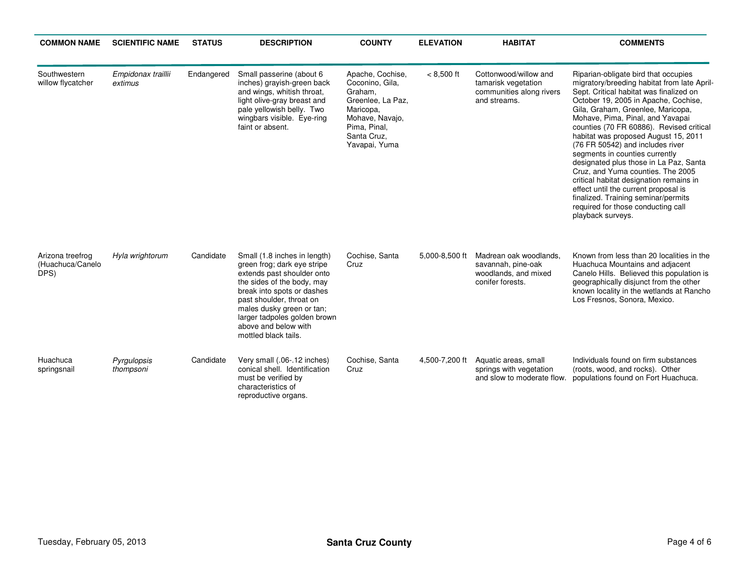| COMMON NAME | SCIENTIFIC NAME | STATUS | DESCRIPTION | COUNTY | ELEVATION | HABITAT | COMMENTS |
|---|---|---|---|---|---|---|---|
| Southwestern willow flycatcher | *Empidonax traillii extimus* | Endangered | Small passerine (about 6 inches) grayish-green back and wings, whitish throat, light olive-gray breast and pale yellowish belly. Two wingbars visible. Eye-ring faint or absent. | Apache, Cochise, Coconino, Gila, Graham, Greenlee, La Paz, Maricopa, Mohave, Navajo, Pima, Pinal, Santa Cruz, Yavapai, Yuma | < 8,500 ft | Cottonwood/willow and tamarisk vegetation communities along rivers and streams. | Riparian-obligate bird that occupies migratory/breeding habitat from late April-Sept. Critical habitat was finalized on October 19, 2005 in Apache, Cochise, Gila, Graham, Greenlee, Maricopa, Mohave, Pima, Pinal, and Yavapai counties (70 FR 60886). Revised critical habitat was proposed August 15, 2011 (76 FR 50542) and includes river segments in counties currently designated plus those in La Paz, Santa Cruz, and Yuma counties. The 2005 critical habitat designation remains in effect until the current proposal is finalized. Training seminar/permits required for those conducting call playback surveys. |
| Arizona treefrog (Huachuca/Canelo DPS) | *Hyla wrightorum* | Candidate | Small (1.8 inches in length) green frog; dark eye stripe extends past shoulder onto the sides of the body, may break into spots or dashes past shoulder, throat on males dusky green or tan; larger tadpoles golden brown above and below with mottled black tails. | Cochise, Santa Cruz | 5,000-8,500 ft | Madrean oak woodlands, savannah, pine-oak woodlands, and mixed conifer forests. | Known from less than 20 localities in the Huachuca Mountains and adjacent Canelo Hills. Believed this population is geographically disjunct from the other known locality in the wetlands at Rancho Los Fresnos, Sonora, Mexico. |
| Huachuca springsnail | *Pyrgulopsis thompsoni* | Candidate | Very small (.06-.12 inches) conical shell. Identification must be verified by characteristics of reproductive organs. | Cochise, Santa Cruz | 4,500-7,200 ft | Aquatic areas, small springs with vegetation and slow to moderate flow. | Individuals found on firm substances (roots, wood, and rocks). Other populations found on Fort Huachuca. |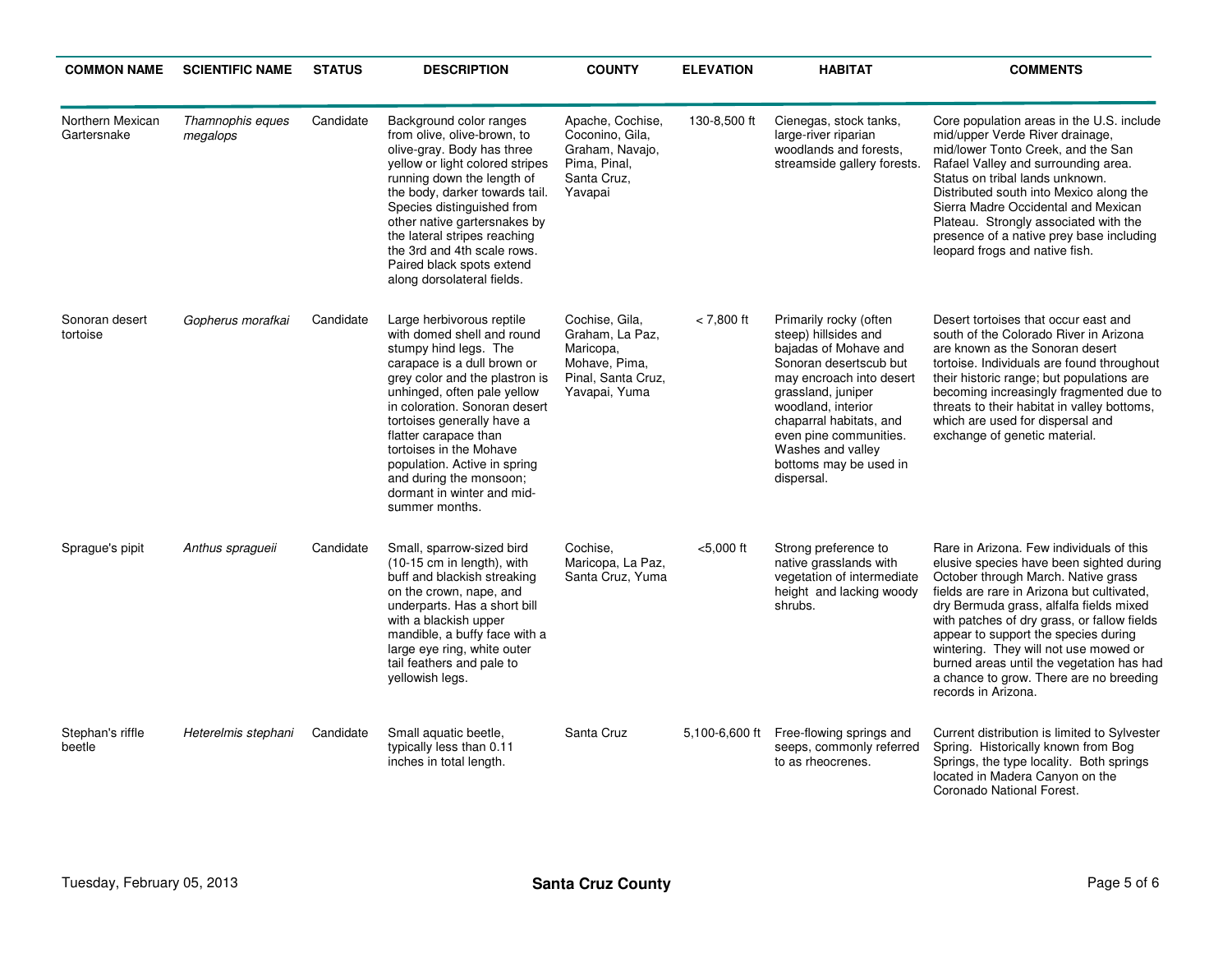| COMMON NAME | SCIENTIFIC NAME | STATUS | DESCRIPTION | COUNTY | ELEVATION | HABITAT | COMMENTS |
|---|---|---|---|---|---|---|---|
| Northern Mexican Gartersnake | *Thamnophis eques megalops* | Candidate | Background color ranges from olive, olive-brown, to olive-gray. Body has three yellow or light colored stripes running down the length of the body, darker towards tail. Species distinguished from other native gartersnakes by the lateral stripes reaching the 3rd and 4th scale rows. Paired black spots extend along dorsolateral fields. | Apache, Cochise, Coconino, Gila, Graham, Navajo, Pima, Pinal, Santa Cruz, Yavapai | 130-8,500 ft | Cienegas, stock tanks, large-river riparian woodlands and forests, streamside gallery forests. | Core population areas in the U.S. include mid/upper Verde River drainage, mid/lower Tonto Creek, and the San Rafael Valley and surrounding area. Status on tribal lands unknown. Distributed south into Mexico along the Sierra Madre Occidental and Mexican Plateau. Strongly associated with the presence of a native prey base including leopard frogs and native fish. |
| Sonoran desert tortoise | *Gopherus morafkai* | Candidate | Large herbivorous reptile with domed shell and round stumpy hind legs. The carapace is a dull brown or grey color and the plastron is unhinged, often pale yellow in coloration. Sonoran desert tortoises generally have a flatter carapace than tortoises in the Mohave population. Active in spring and during the monsoon; dormant in winter and mid-summer months. | Cochise, Gila, Graham, La Paz, Maricopa, Mohave, Pima, Pinal, Santa Cruz, Yavapai, Yuma | < 7,800 ft | Primarily rocky (often steep) hillsides and bajadas of Mohave and Sonoran desertscub but may encroach into desert grassland, juniper woodland, interior chaparral habitats, and even pine communities. Washes and valley bottoms may be used in dispersal. | Desert tortoises that occur east and south of the Colorado River in Arizona are known as the Sonoran desert tortoise. Individuals are found throughout their historic range; but populations are becoming increasingly fragmented due to threats to their habitat in valley bottoms, which are used for dispersal and exchange of genetic material. |
| Sprague's pipit | *Anthus spragueii* | Candidate | Small, sparrow-sized bird (10-15 cm in length), with buff and blackish streaking on the crown, nape, and underparts. Has a short bill with a blackish upper mandible, a buffy face with a large eye ring, white outer tail feathers and pale to yellowish legs. | Cochise, Maricopa, La Paz, Santa Cruz, Yuma | <5,000 ft | Strong preference to native grasslands with vegetation of intermediate height and lacking woody shrubs. | Rare in Arizona. Few individuals of this elusive species have been sighted during October through March. Native grass fields are rare in Arizona but cultivated, dry Bermuda grass, alfalfa fields mixed with patches of dry grass, or fallow fields appear to support the species during wintering. They will not use mowed or burned areas until the vegetation has had a chance to grow. There are no breeding records in Arizona. |
| Stephan's riffle beetle | *Heterelmis stephani* | Candidate | Small aquatic beetle, typically less than 0.11 inches in total length. | Santa Cruz | 5,100-6,600 ft | Free-flowing springs and seeps, commonly referred to as rheocrenes. | Current distribution is limited to Sylvester Spring. Historically known from Bog Springs, the type locality. Both springs located in Madera Canyon on the Coronado National Forest. |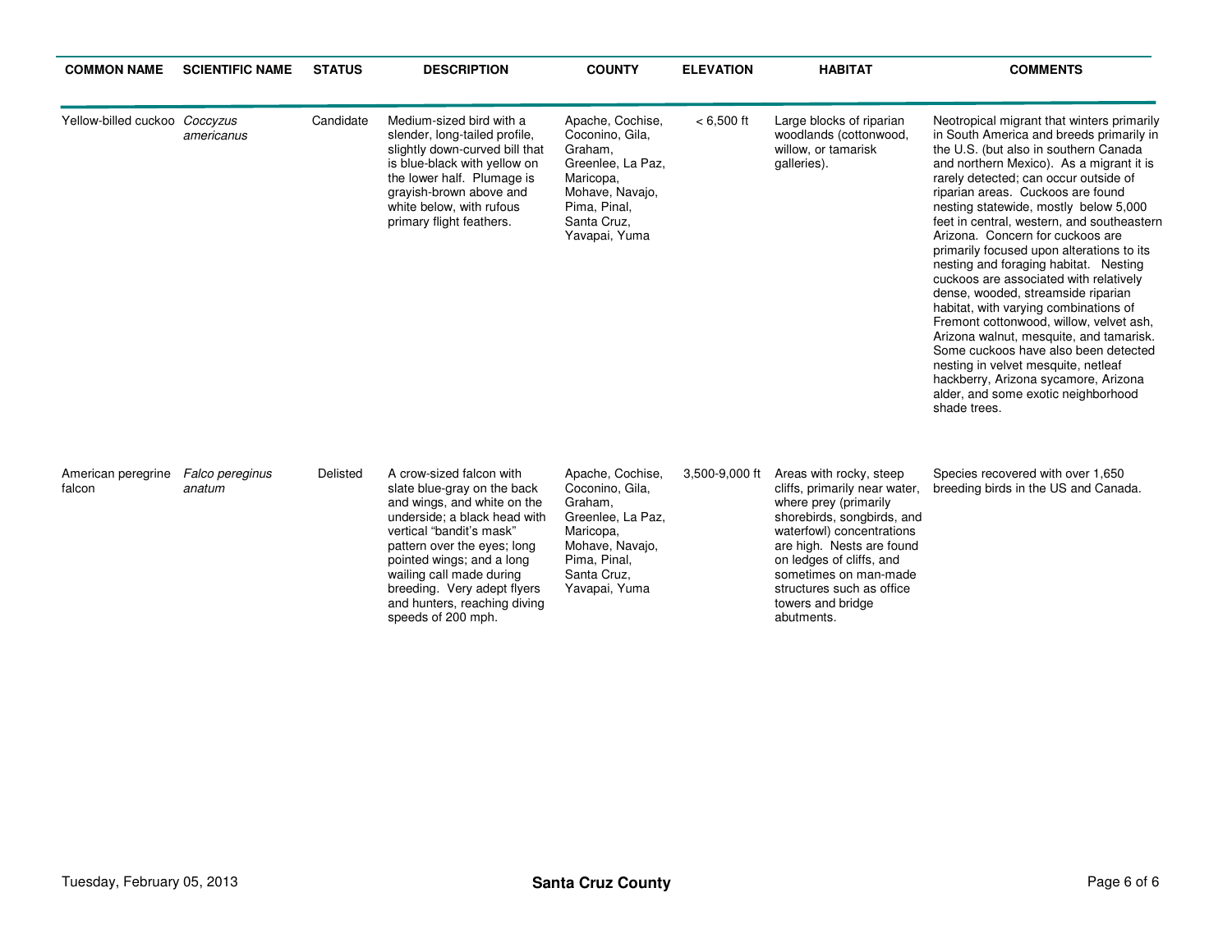| COMMON NAME | SCIENTIFIC NAME | STATUS | DESCRIPTION | COUNTY | ELEVATION | HABITAT | COMMENTS |
|---|---|---|---|---|---|---|---|
| Yellow-billed cuckoo | *Coccyzus americanus* | Candidate | Medium-sized bird with a slender, long-tailed profile, slightly down-curved bill that is blue-black with yellow on the lower half. Plumage is grayish-brown above and white below, with rufous primary flight feathers. | Apache, Cochise, Coconino, Gila, Graham, Greenlee, La Paz, Maricopa, Mohave, Navajo, Pima, Pinal, Santa Cruz, Yavapai, Yuma | < 6,500 ft | Large blocks of riparian woodlands (cottonwood, willow, or tamarisk galleries). | Neotropical migrant that winters primarily in South America and breeds primarily in the U.S. (but also in southern Canada and northern Mexico). As a migrant it is rarely detected; can occur outside of riparian areas. Cuckoos are found nesting statewide, mostly below 5,000 feet in central, western, and southeastern Arizona. Concern for cuckoos are primarily focused upon alterations to its nesting and foraging habitat. Nesting cuckoos are associated with relatively dense, wooded, streamside riparian habitat, with varying combinations of Fremont cottonwood, willow, velvet ash, Arizona walnut, mesquite, and tamarisk. Some cuckoos have also been detected nesting in velvet mesquite, netleaf hackberry, Arizona sycamore, Arizona alder, and some exotic neighborhood shade trees. |
| American peregrine falcon | *Falco pereginus anatum* | Delisted | A crow-sized falcon with slate blue-gray on the back and wings, and white on the underside; a black head with vertical "bandit's mask" pattern over the eyes; long pointed wings; and a long wailing call made during breeding. Very adept flyers and hunters, reaching diving speeds of 200 mph. | Apache, Cochise, Coconino, Gila, Graham, Greenlee, La Paz, Maricopa, Mohave, Navajo, Pima, Pinal, Santa Cruz, Yavapai, Yuma | 3,500-9,000 ft | Areas with rocky, steep cliffs, primarily near water, where prey (primarily shorebirds, songbirds, and waterfowl) concentrations are high. Nests are found on ledges of cliffs, and sometimes on man-made structures such as office towers and bridge abutments. | Species recovered with over 1,650 breeding birds in the US and Canada. |